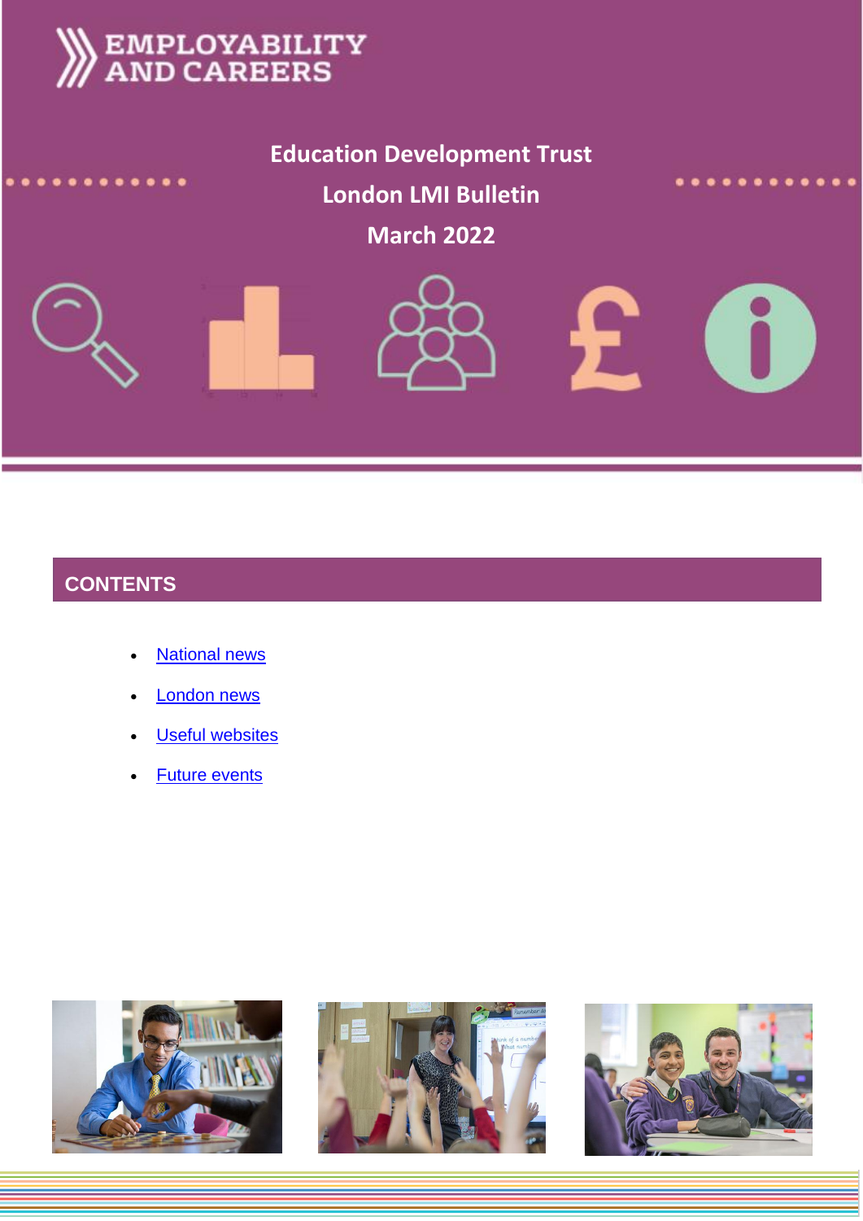EMPLOYABILITY AND CAREERS

# Education Development Trust
# London LMI Bulletin
# March 2022

## CONTENTS

- National news
- London news
- Useful websites
- Future events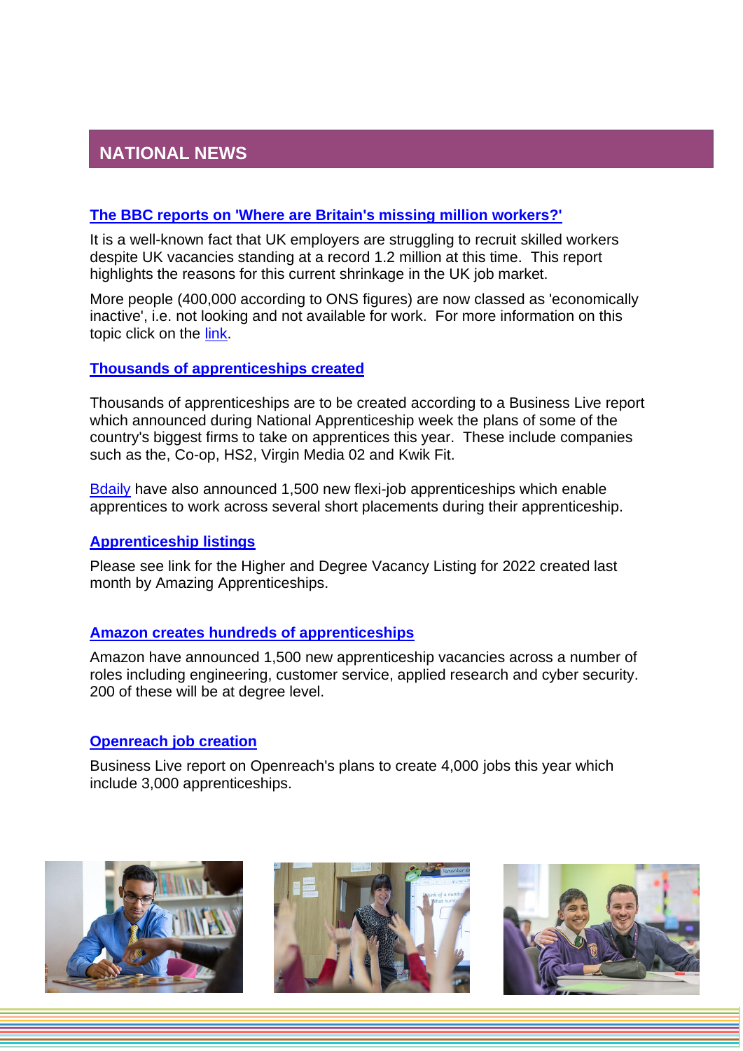## NATIONAL NEWS

### The BBC reports on 'Where are Britain's missing million workers?'

It is a well-known fact that UK employers are struggling to recruit skilled workers despite UK vacancies standing at a record 1.2 million at this time. This report highlights the reasons for this current shrinkage in the UK job market.

More people (400,000 according to ONS figures) are now classed as 'economically inactive', i.e. not looking and not available for work. For more information on this topic click on the link.

### Thousands of apprenticeships created

Thousands of apprenticeships are to be created according to a Business Live report which announced during National Apprenticeship week the plans of some of the country's biggest firms to take on apprentices this year. These include companies such as the, Co-op, HS2, Virgin Media 02 and Kwik Fit.

Bdaily have also announced 1,500 new flexi-job apprenticeships which enable apprentices to work across several short placements during their apprenticeship.

### Apprenticeship listings

Please see link for the Higher and Degree Vacancy Listing for 2022 created last month by Amazing Apprenticeships.

### Amazon creates hundreds of apprenticeships

Amazon have announced 1,500 new apprenticeship vacancies across a number of roles including engineering, customer service, applied research and cyber security. 200 of these will be at degree level.

### Openreach job creation

Business Live report on Openreach's plans to create 4,000 jobs this year which include 3,000 apprenticeships.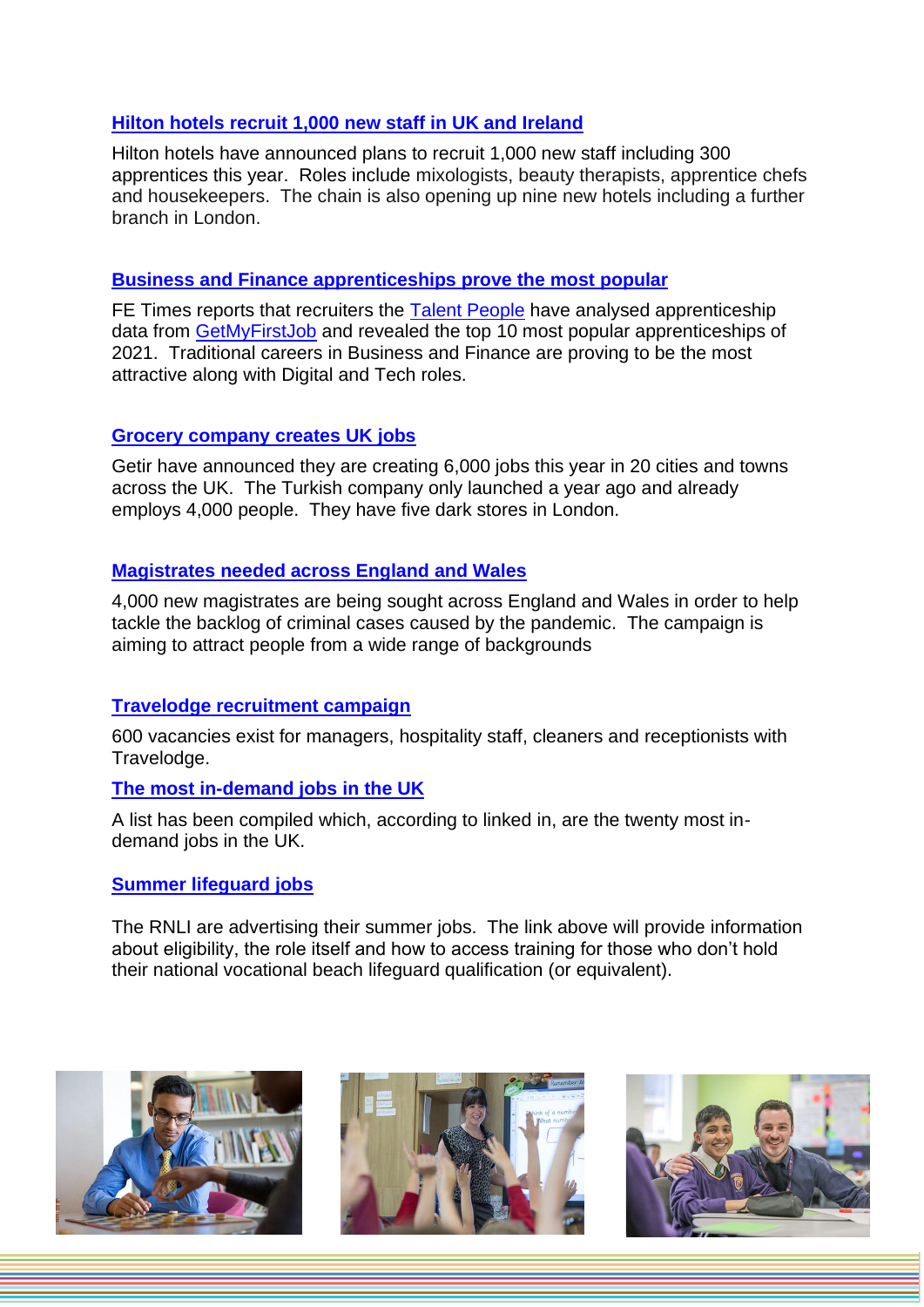### [Hilton hotels recruit 1,000 new staff in UK and Ireland]

Hilton hotels have announced plans to recruit 1,000 new staff including 300 apprentices this year. Roles include mixologists, beauty therapists, apprentice chefs and housekeepers. The chain is also opening up nine new hotels including a further branch in London.

### [Business and Finance apprenticeships prove the most popular]

FE Times reports that recruiters the [Talent People] have analysed apprenticeship data from [GetMyFirstJob] and revealed the top 10 most popular apprenticeships of 2021. Traditional careers in Business and Finance are proving to be the most attractive along with Digital and Tech roles.

### [Grocery company creates UK jobs]

Getir have announced they are creating 6,000 jobs this year in 20 cities and towns across the UK. The Turkish company only launched a year ago and already employs 4,000 people. They have five dark stores in London.

### [Magistrates needed across England and Wales]

4,000 new magistrates are being sought across England and Wales in order to help tackle the backlog of criminal cases caused by the pandemic. The campaign is aiming to attract people from a wide range of backgrounds

### [Travelodge recruitment campaign]

600 vacancies exist for managers, hospitality staff, cleaners and receptionists with Travelodge.

### [The most in-demand jobs in the UK]

A list has been compiled which, according to linked in, are the twenty most in-demand jobs in the UK.

### [Summer lifeguard jobs]

The RNLI are advertising their summer jobs. The link above will provide information about eligibility, the role itself and how to access training for those who don't hold their national vocational beach lifeguard qualification (or equivalent).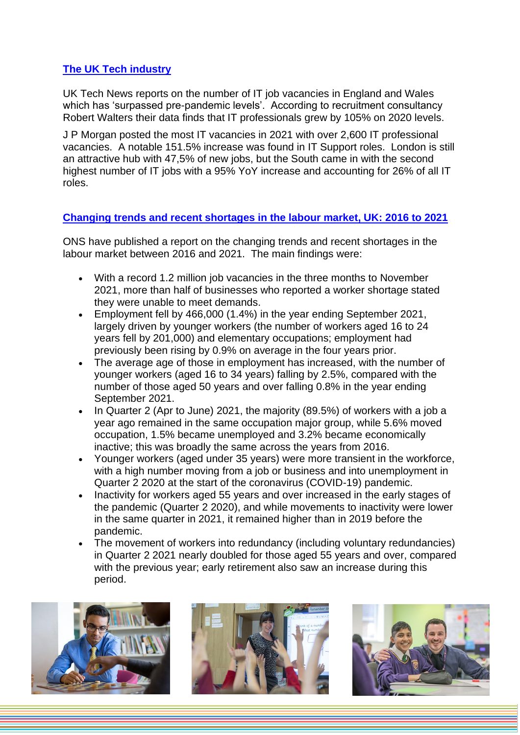## [The UK Tech industry]

UK Tech News reports on the number of IT job vacancies in England and Wales which has 'surpassed pre-pandemic levels'. According to recruitment consultancy Robert Walters their data finds that IT professionals grew by 105% on 2020 levels.

J P Morgan posted the most IT vacancies in 2021 with over 2,600 IT professional vacancies. A notable 151.5% increase was found in IT Support roles. London is still an attractive hub with 47,5% of new jobs, but the South came in with the second highest number of IT jobs with a 95% YoY increase and accounting for 26% of all IT roles.

## [Changing trends and recent shortages in the labour market, UK: 2016 to 2021]

ONS have published a report on the changing trends and recent shortages in the labour market between 2016 and 2021. The main findings were:

- With a record 1.2 million job vacancies in the three months to November 2021, more than half of businesses who reported a worker shortage stated they were unable to meet demands.
- Employment fell by 466,000 (1.4%) in the year ending September 2021, largely driven by younger workers (the number of workers aged 16 to 24 years fell by 201,000) and elementary occupations; employment had previously been rising by 0.9% on average in the four years prior.
- The average age of those in employment has increased, with the number of younger workers (aged 16 to 34 years) falling by 2.5%, compared with the number of those aged 50 years and over falling 0.8% in the year ending September 2021.
- In Quarter 2 (Apr to June) 2021, the majority (89.5%) of workers with a job a year ago remained in the same occupation major group, while 5.6% moved occupation, 1.5% became unemployed and 3.2% became economically inactive; this was broadly the same across the years from 2016.
- Younger workers (aged under 35 years) were more transient in the workforce, with a high number moving from a job or business and into unemployment in Quarter 2 2020 at the start of the coronavirus (COVID-19) pandemic.
- Inactivity for workers aged 55 years and over increased in the early stages of the pandemic (Quarter 2 2020), and while movements to inactivity were lower in the same quarter in 2021, it remained higher than in 2019 before the pandemic.
- The movement of workers into redundancy (including voluntary redundancies) in Quarter 2 2021 nearly doubled for those aged 55 years and over, compared with the previous year; early retirement also saw an increase during this period.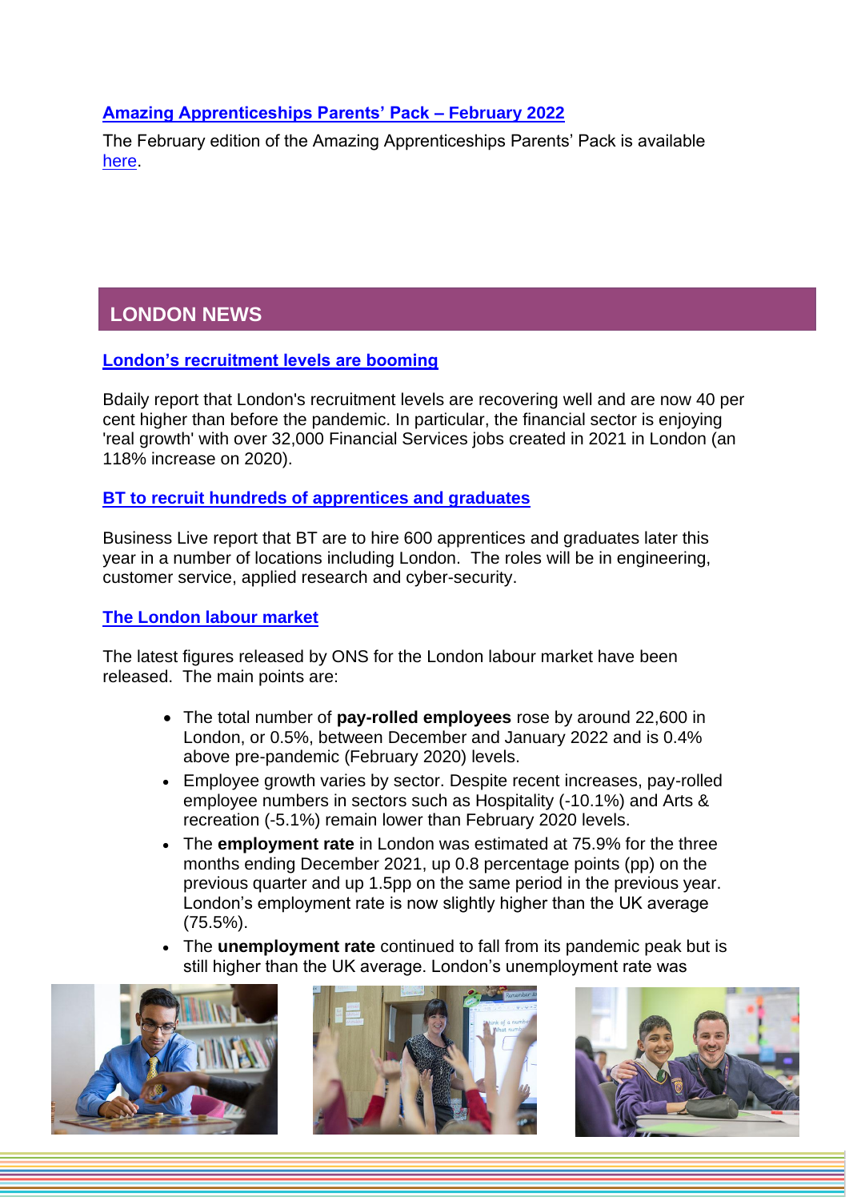### [Amazing Apprenticeships Parents' Pack – February 2022]

The February edition of the Amazing Apprenticeships Parents' Pack is available here.

## LONDON NEWS

### London's recruitment levels are booming

Bdaily report that London's recruitment levels are recovering well and are now 40 per cent higher than before the pandemic. In particular, the financial sector is enjoying 'real growth' with over 32,000 Financial Services jobs created in 2021 in London (an 118% increase on 2020).

### BT to recruit hundreds of apprentices and graduates

Business Live report that BT are to hire 600 apprentices and graduates later this year in a number of locations including London. The roles will be in engineering, customer service, applied research and cyber-security.

### The London labour market

The latest figures released by ONS for the London labour market have been released. The main points are:

- The total number of **pay-rolled employees** rose by around 22,600 in London, or 0.5%, between December and January 2022 and is 0.4% above pre-pandemic (February 2020) levels.
- Employee growth varies by sector. Despite recent increases, pay-rolled employee numbers in sectors such as Hospitality (-10.1%) and Arts & recreation (-5.1%) remain lower than February 2020 levels.
- The **employment rate** in London was estimated at 75.9% for the three months ending December 2021, up 0.8 percentage points (pp) on the previous quarter and up 1.5pp on the same period in the previous year. London's employment rate is now slightly higher than the UK average (75.5%).
- The **unemployment rate** continued to fall from its pandemic peak but is still higher than the UK average. London's unemployment rate was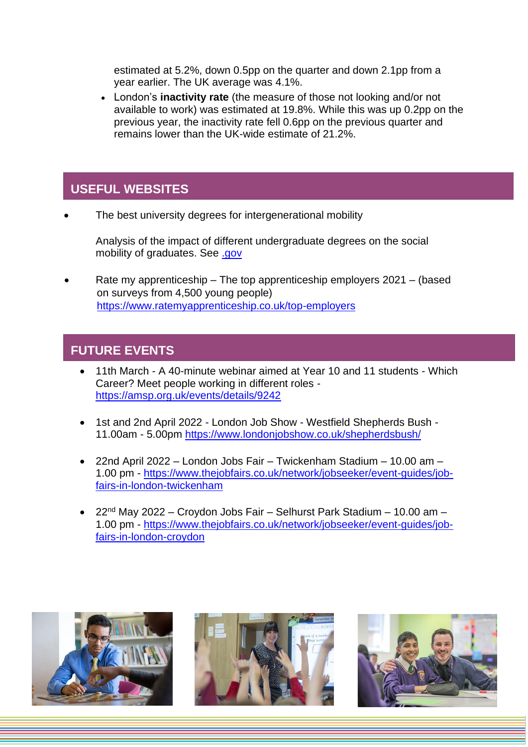estimated at 5.2%, down 0.5pp on the quarter and down 2.1pp from a year earlier. The UK average was 4.1%.

- London's **inactivity rate** (the measure of those not looking and/or not available to work) was estimated at 19.8%. While this was up 0.2pp on the previous year, the inactivity rate fell 0.6pp on the previous quarter and remains lower than the UK-wide estimate of 21.2%.

## USEFUL WEBSITES

- The best university degrees for intergenerational mobility

  Analysis of the impact of different undergraduate degrees on the social mobility of graduates. See .gov

- Rate my apprenticeship – The top apprenticeship employers 2021 – (based on surveys from 4,500 young people)
  https://www.ratemyapprenticeship.co.uk/top-employers

## FUTURE EVENTS

- 11th March - A 40-minute webinar aimed at Year 10 and 11 students - Which Career? Meet people working in different roles - https://amsp.org.uk/events/details/9242

- 1st and 2nd April 2022 - London Job Show - Westfield Shepherds Bush - 11.00am - 5.00pm https://www.londonjobshow.co.uk/shepherdsbush/

- 22nd April 2022 – London Jobs Fair – Twickenham Stadium – 10.00 am – 1.00 pm - https://www.thejobfairs.co.uk/network/jobseeker/event-guides/job-fairs-in-london-twickenham

- 22nd May 2022 – Croydon Jobs Fair – Selhurst Park Stadium – 10.00 am – 1.00 pm - https://www.thejobfairs.co.uk/network/jobseeker/event-guides/job-fairs-in-london-croydon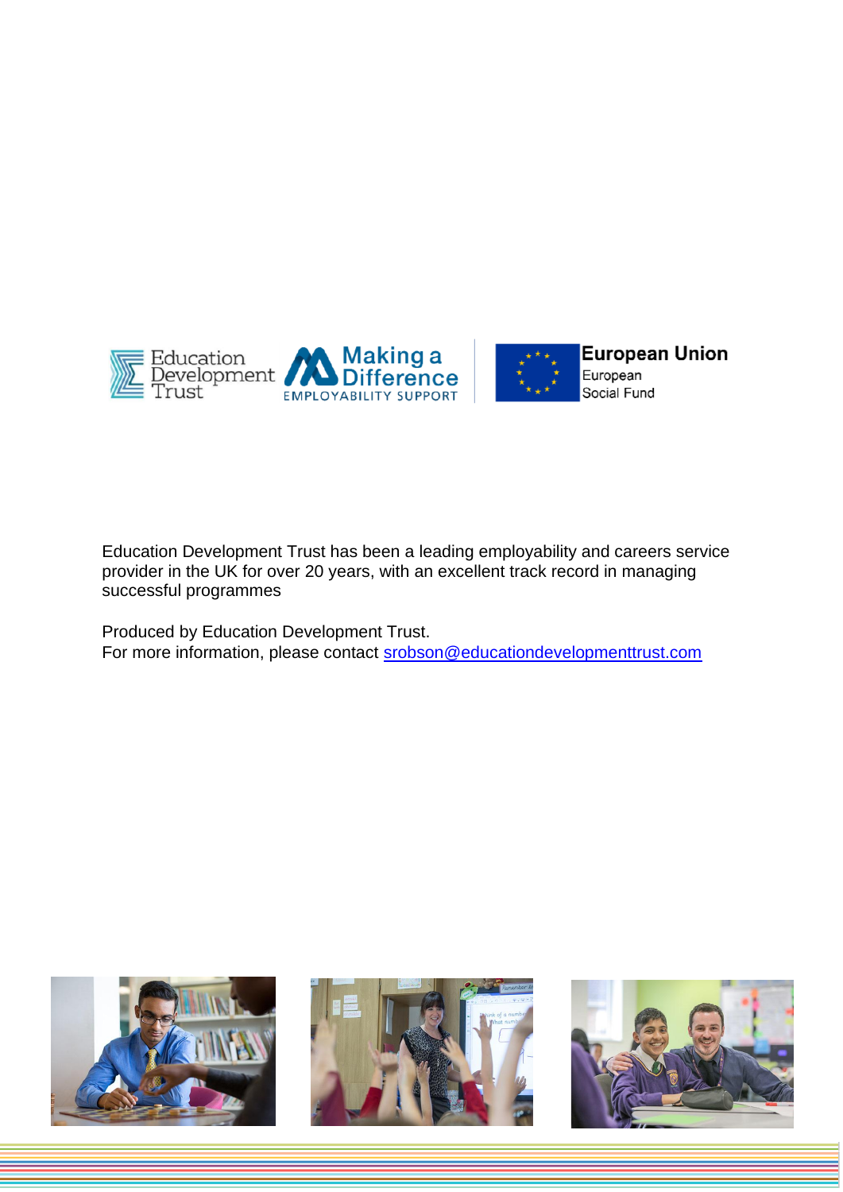Education Development Trust has been a leading employability and careers service provider in the UK for over 20 years, with an excellent track record in managing successful programmes

Produced by Education Development Trust.
For more information, please contact srobson@educationdevelopmenttrust.com